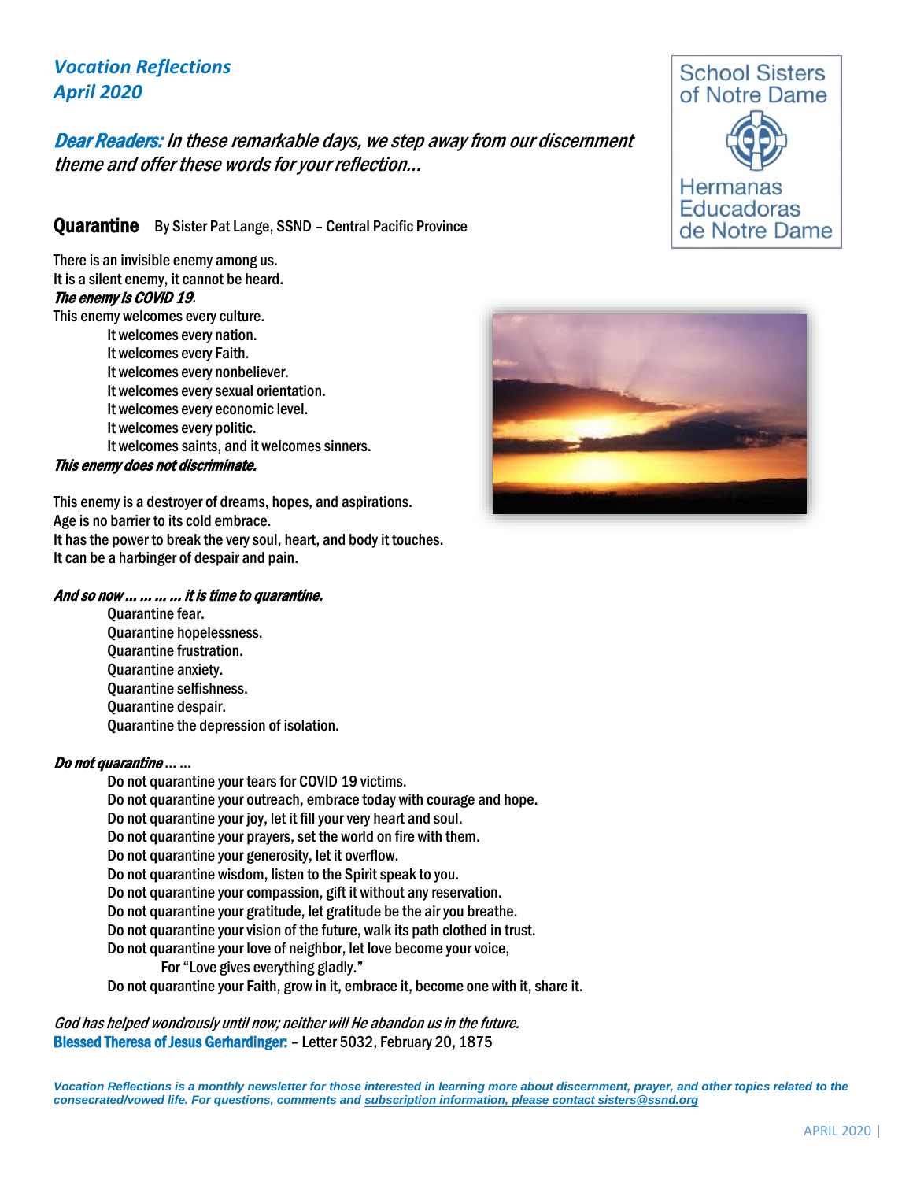*Vocation Reflections*
*April 2020*

School Sisters of Notre Dame
Hermanas Educadoras de Notre Dame

***Dear Readers:*** *In these remarkable days, we step away from our discernment theme and offer these words for your reflection…*

## Quarantine

By Sister Pat Lange, SSND – Central Pacific Province

There is an invisible enemy among us.
It is a silent enemy, it cannot be heard.
***The enemy is COVID 19.***
This enemy welcomes every culture.
It welcomes every nation.
It welcomes every Faith.
It welcomes every nonbeliever.
It welcomes every sexual orientation.
It welcomes every economic level.
It welcomes every politic.
It welcomes saints, and it welcomes sinners.
***This enemy does not discriminate.***

This enemy is a destroyer of dreams, hopes, and aspirations.
Age is no barrier to its cold embrace.
It has the power to break the very soul, heart, and body it touches.
It can be a harbinger of despair and pain.

***And so now … … … … it is time to quarantine.***
Quarantine fear.
Quarantine hopelessness.
Quarantine frustration.
Quarantine anxiety.
Quarantine selfishness.
Quarantine despair.
Quarantine the depression of isolation.

***Do not quarantine*** … …
Do not quarantine your tears for COVID 19 victims.
Do not quarantine your outreach, embrace today with courage and hope.
Do not quarantine your joy, let it fill your very heart and soul.
Do not quarantine your prayers, set the world on fire with them.
Do not quarantine your generosity, let it overflow.
Do not quarantine wisdom, listen to the Spirit speak to you.
Do not quarantine your compassion, gift it without any reservation.
Do not quarantine your gratitude, let gratitude be the air you breathe.
Do not quarantine your vision of the future, walk its path clothed in trust.
Do not quarantine your love of neighbor, let love become your voice,
For "Love gives everything gladly."
Do not quarantine your Faith, grow in it, embrace it, become one with it, share it.

*God has helped wondrously until now; neither will He abandon us in the future.*
**Blessed Theresa of Jesus Gerhardinger:** – Letter 5032, February 20, 1875

***Vocation Reflections is a monthly newsletter for those interested in learning more about discernment, prayer, and other topics related to the consecrated/vowed life. For questions, comments and subscription information, please contact sisters@ssnd.org***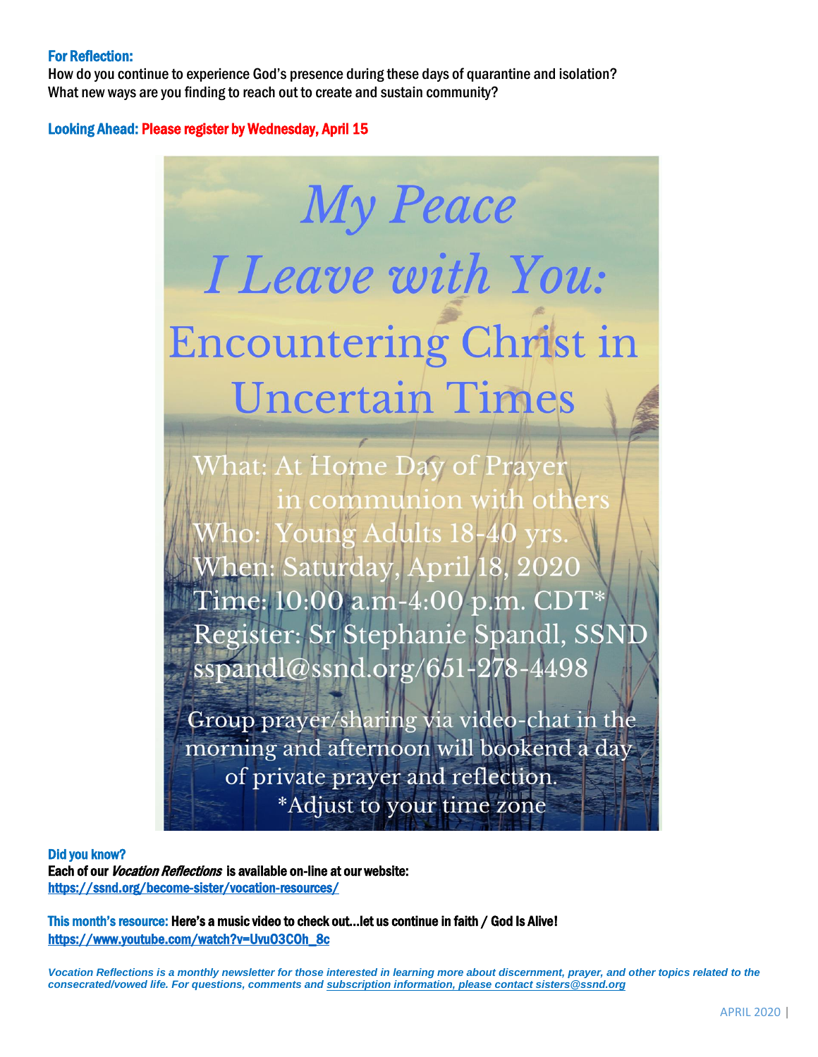**For Reflection:**

How do you continue to experience God's presence during these days of quarantine and isolation?
What new ways are you finding to reach out to create and sustain community?

**Looking Ahead: Please register by Wednesday, April 15**

*My Peace*
*I Leave with You:*
Encountering Christ in Uncertain Times

What: At Home Day of Prayer
in communion with others
Who: Young Adults 18-40 yrs.
When: Saturday, April 18, 2020
Time: 10:00 a.m-4:00 p.m. CDT*
Register: Sr Stephanie Spandl, SSND
sspandl@ssnd.org/651-278-4498

Group prayer/sharing via video-chat in the morning and afternoon will bookend a day of private prayer and reflection.
*Adjust to your time zone

**Did you know?**
**Each of our *Vocation Reflections* is available on-line at our website:**
**https://ssnd.org/become-sister/vocation-resources/**

**This month's resource: Here's a music video to check out…let us continue in faith / God Is Alive!**
**https://www.youtube.com/watch?v=Uvu03COh_8c**

***Vocation Reflections is a monthly newsletter for those interested in learning more about discernment, prayer, and other topics related to the consecrated/vowed life. For questions, comments and subscription information, please contact sisters@ssnd.org***